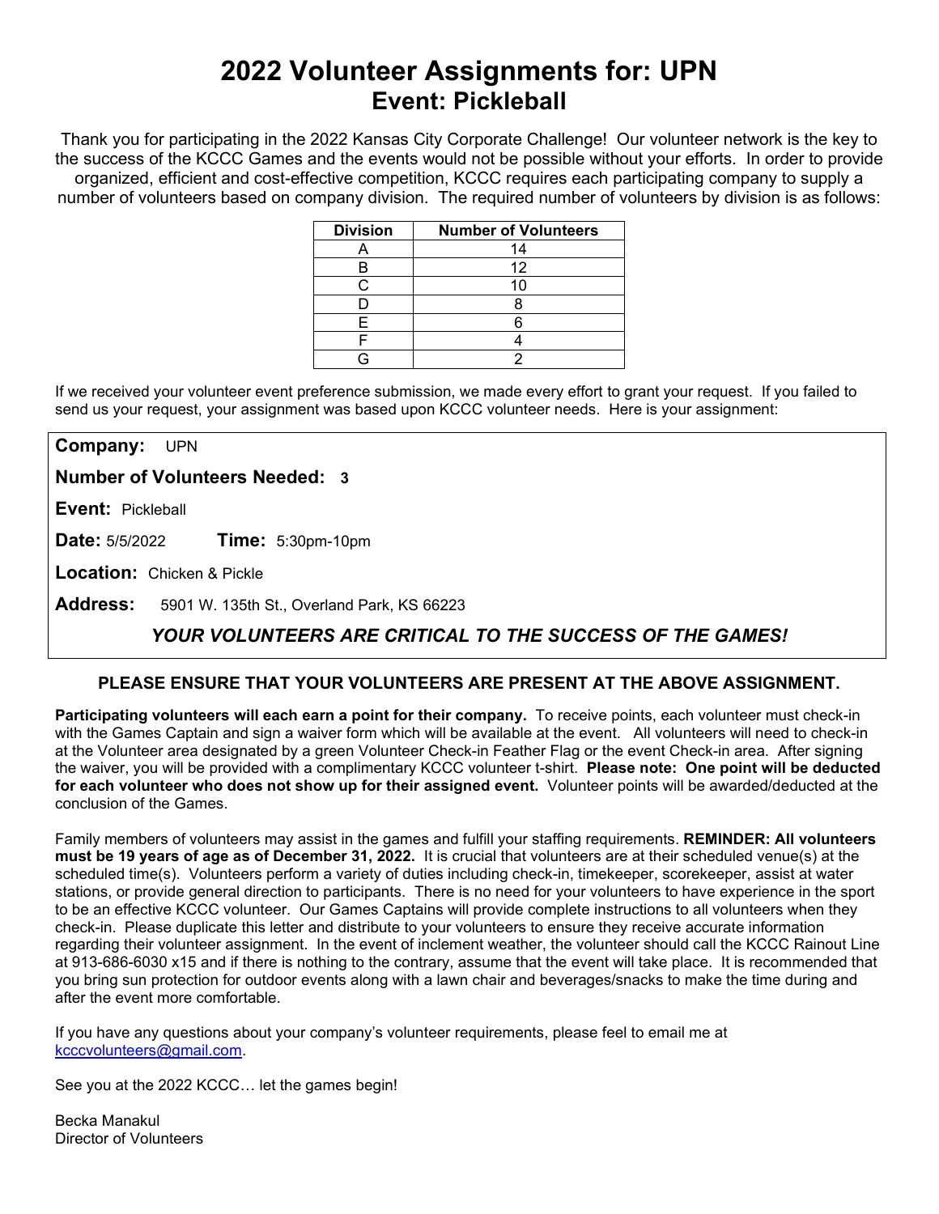# 2022 Volunteer Assignments for: UPN

## Event: Pickleball

Thank you for participating in the 2022 Kansas City Corporate Challenge! Our volunteer network is the key to the success of the KCCC Games and the events would not be possible without your efforts. In order to provide organized, efficient and cost-effective competition, KCCC requires each participating company to supply a number of volunteers based on company division. The required number of volunteers by division is as follows:

| Division | Number of Volunteers |
|---|---|
| A | 14 |
| B | 12 |
| C | 10 |
| D | 8 |
| E | 6 |
| F | 4 |
| G | 2 |

If we received your volunteer event preference submission, we made every effort to grant your request. If you failed to send us your request, your assignment was based upon KCCC volunteer needs. Here is your assignment:

**Company:** UPN

**Number of Volunteers Needed:** **3**

**Event:** Pickleball

**Date:** 5/5/2022 **Time:** 5:30pm-10pm

**Location:** Chicken & Pickle

**Address:** 5901 W. 135th St., Overland Park, KS 66223

***YOUR VOLUNTEERS ARE CRITICAL TO THE SUCCESS OF THE GAMES!***

**PLEASE ENSURE THAT YOUR VOLUNTEERS ARE PRESENT AT THE ABOVE ASSIGNMENT.**

**Participating volunteers will each earn a point for their company.** To receive points, each volunteer must check-in with the Games Captain and sign a waiver form which will be available at the event. All volunteers will need to check-in at the Volunteer area designated by a green Volunteer Check-in Feather Flag or the event Check-in area. After signing the waiver, you will be provided with a complimentary KCCC volunteer t-shirt. **Please note: One point will be deducted for each volunteer who does not show up for their assigned event.** Volunteer points will be awarded/deducted at the conclusion of the Games.

Family members of volunteers may assist in the games and fulfill your staffing requirements. **REMINDER: All volunteers must be 19 years of age as of December 31, 2022.** It is crucial that volunteers are at their scheduled venue(s) at the scheduled time(s). Volunteers perform a variety of duties including check-in, timekeeper, scorekeeper, assist at water stations, or provide general direction to participants. There is no need for your volunteers to have experience in the sport to be an effective KCCC volunteer. Our Games Captains will provide complete instructions to all volunteers when they check-in. Please duplicate this letter and distribute to your volunteers to ensure they receive accurate information regarding their volunteer assignment. In the event of inclement weather, the volunteer should call the KCCC Rainout Line at 913-686-6030 x15 and if there is nothing to the contrary, assume that the event will take place. It is recommended that you bring sun protection for outdoor events along with a lawn chair and beverages/snacks to make the time during and after the event more comfortable.

If you have any questions about your company's volunteer requirements, please feel to email me at kcccvolunteers@gmail.com.

See you at the 2022 KCCC… let the games begin!

Becka Manakul
Director of Volunteers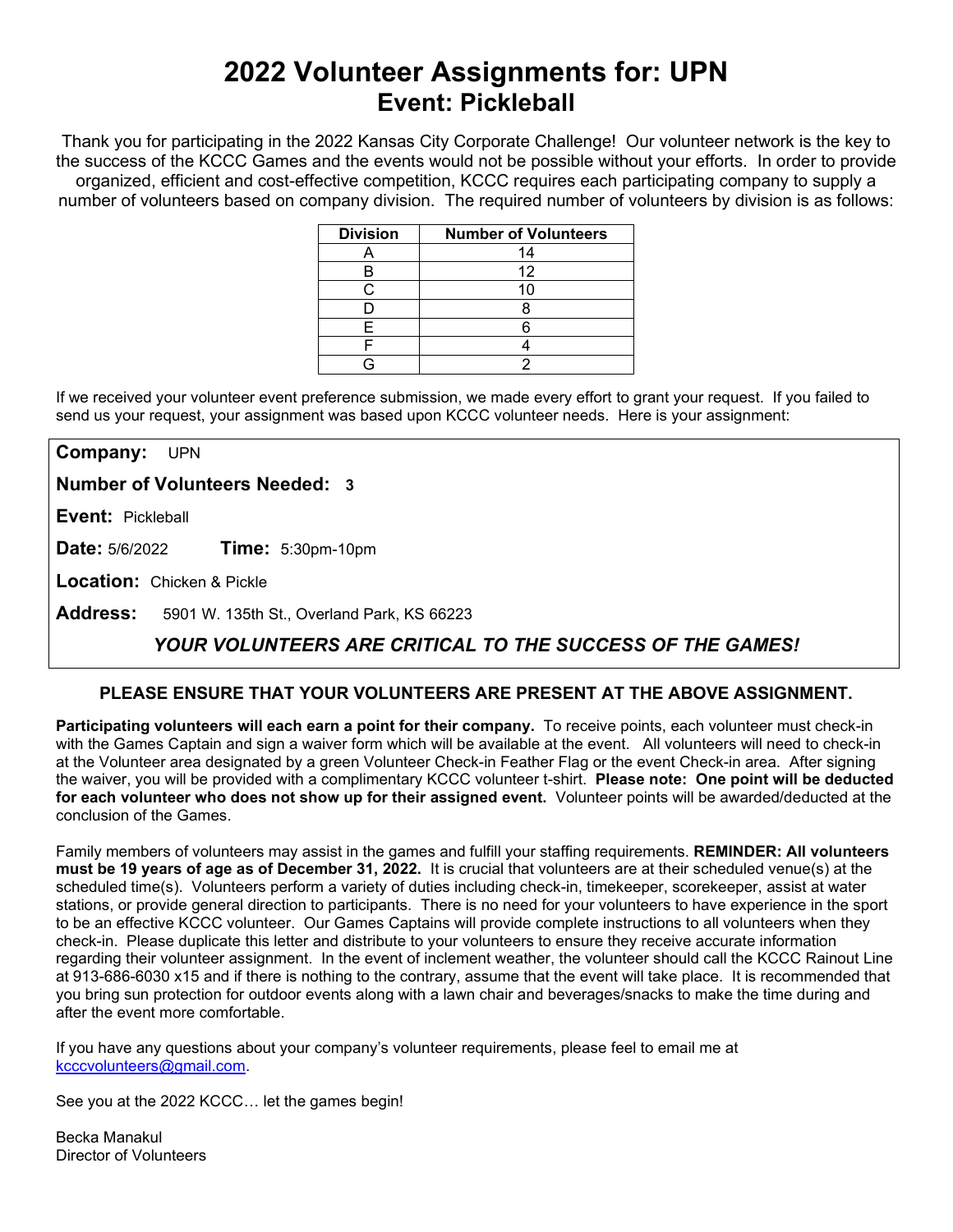# 2022 Volunteer Assignments for: UPN

## Event: Pickleball

Thank you for participating in the 2022 Kansas City Corporate Challenge! Our volunteer network is the key to the success of the KCCC Games and the events would not be possible without your efforts. In order to provide organized, efficient and cost-effective competition, KCCC requires each participating company to supply a number of volunteers based on company division. The required number of volunteers by division is as follows:

| Division | Number of Volunteers |
|---|---|
| A | 14 |
| B | 12 |
| C | 10 |
| D | 8 |
| E | 6 |
| F | 4 |
| G | 2 |

If we received your volunteer event preference submission, we made every effort to grant your request. If you failed to send us your request, your assignment was based upon KCCC volunteer needs. Here is your assignment:

**Company:** UPN

**Number of Volunteers Needed:** **3**

**Event:** Pickleball

**Date:** 5/6/2022 **Time:** 5:30pm-10pm

**Location:** Chicken & Pickle

**Address:** 5901 W. 135th St., Overland Park, KS 66223

***YOUR VOLUNTEERS ARE CRITICAL TO THE SUCCESS OF THE GAMES!***

**PLEASE ENSURE THAT YOUR VOLUNTEERS ARE PRESENT AT THE ABOVE ASSIGNMENT.**

**Participating volunteers will each earn a point for their company.** To receive points, each volunteer must check-in with the Games Captain and sign a waiver form which will be available at the event. All volunteers will need to check-in at the Volunteer area designated by a green Volunteer Check-in Feather Flag or the event Check-in area. After signing the waiver, you will be provided with a complimentary KCCC volunteer t-shirt. **Please note: One point will be deducted for each volunteer who does not show up for their assigned event.** Volunteer points will be awarded/deducted at the conclusion of the Games.

Family members of volunteers may assist in the games and fulfill your staffing requirements. **REMINDER: All volunteers must be 19 years of age as of December 31, 2022.** It is crucial that volunteers are at their scheduled venue(s) at the scheduled time(s). Volunteers perform a variety of duties including check-in, timekeeper, scorekeeper, assist at water stations, or provide general direction to participants. There is no need for your volunteers to have experience in the sport to be an effective KCCC volunteer. Our Games Captains will provide complete instructions to all volunteers when they check-in. Please duplicate this letter and distribute to your volunteers to ensure they receive accurate information regarding their volunteer assignment. In the event of inclement weather, the volunteer should call the KCCC Rainout Line at 913-686-6030 x15 and if there is nothing to the contrary, assume that the event will take place. It is recommended that you bring sun protection for outdoor events along with a lawn chair and beverages/snacks to make the time during and after the event more comfortable.

If you have any questions about your company's volunteer requirements, please feel to email me at kcccvolunteers@gmail.com.

See you at the 2022 KCCC… let the games begin!

Becka Manakul
Director of Volunteers